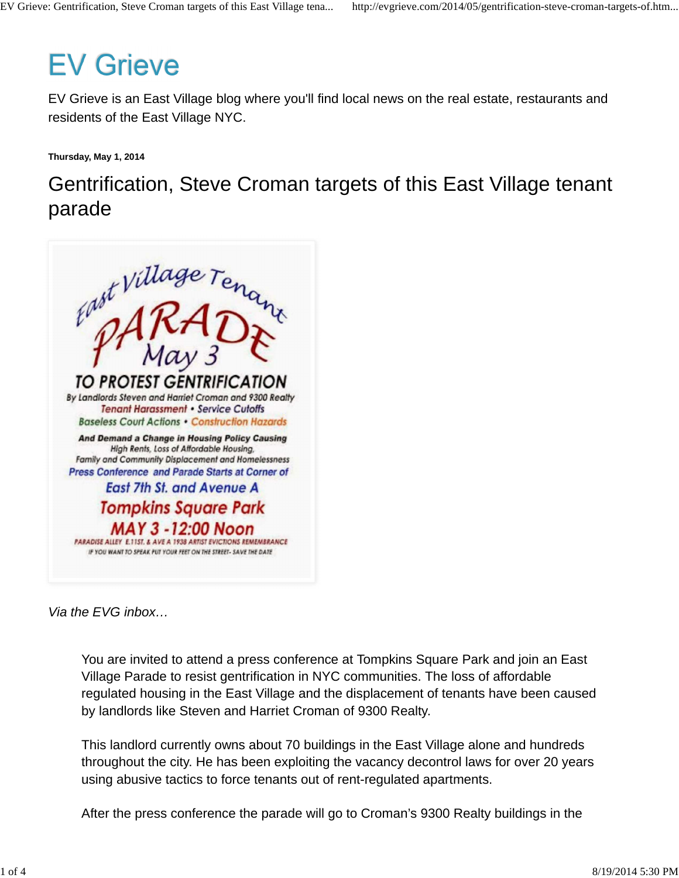# EV Grieve

EV Grieve is an East Village blog where you'll find local news on the real estate, restaurants and residents of the East Village NYC.

**Thursday, May 1, 2014**

## Gentrification, Steve Croman targets of this East Village tenant parade

East Village Tenant PARADE May 3

TO PROTEST GENTRIFICATION

By Landlords Steven and Harriet Croman and 9300 Realty

Tenant Harassment • Service Cutoffs

Baseless Court Actions • Construction Hazards

**And Demand a Change in Housing Policy Causing**

High Rents, Loss of Affordable Housing,

Family and Community Displacement and Homelessness

Press Conference and Parade Starts at Corner of

East 7th St. and Avenue A

Tompkins Square Park

MAY 3 -12:00 Noon

PARADISE ALLEY E.11ST. & AVE A 1938 ARTIST EVICTIONS REMEMBRANCE

IF YOU WANT TO SPEAK PUT YOUR FEET ON THE STREET- SAVE THE DATE

*Via the EVG inbox…*

> You are invited to attend a press conference at Tompkins Square Park and join an East Village Parade to resist gentrification in NYC communities. The loss of affordable regulated housing in the East Village and the displacement of tenants have been caused by landlords like Steven and Harriet Croman of 9300 Realty.
>
> This landlord currently owns about 70 buildings in the East Village alone and hundreds throughout the city. He has been exploiting the vacancy decontrol laws for over 20 years using abusive tactics to force tenants out of rent-regulated apartments.
>
> After the press conference the parade will go to Croman's 9300 Realty buildings in the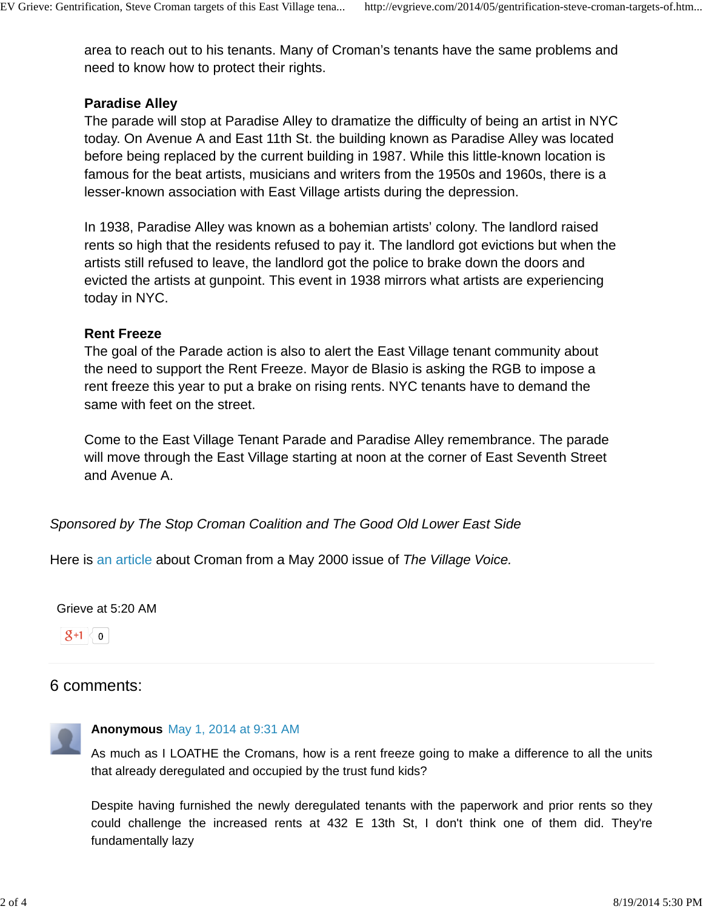area to reach out to his tenants. Many of Croman's tenants have the same problems and need to know how to protect their rights.

**Paradise Alley**
The parade will stop at Paradise Alley to dramatize the difficulty of being an artist in NYC today. On Avenue A and East 11th St. the building known as Paradise Alley was located before being replaced by the current building in 1987. While this little-known location is famous for the beat artists, musicians and writers from the 1950s and 1960s, there is a lesser-known association with East Village artists during the depression.

In 1938, Paradise Alley was known as a bohemian artists' colony. The landlord raised rents so high that the residents refused to pay it. The landlord got evictions but when the artists still refused to leave, the landlord got the police to brake down the doors and evicted the artists at gunpoint. This event in 1938 mirrors what artists are experiencing today in NYC.

**Rent Freeze**
The goal of the Parade action is also to alert the East Village tenant community about the need to support the Rent Freeze. Mayor de Blasio is asking the RGB to impose a rent freeze this year to put a brake on rising rents. NYC tenants have to demand the same with feet on the street.

Come to the East Village Tenant Parade and Paradise Alley remembrance. The parade will move through the East Village starting at noon at the corner of East Seventh Street and Avenue A.

*Sponsored by The Stop Croman Coalition and The Good Old Lower East Side*

Here is an article about Croman from a May 2000 issue of *The Village Voice.*

Grieve at 5:20 AM

+1 0

## 6 comments:

**Anonymous** May 1, 2014 at 9:31 AM

As much as I LOATHE the Cromans, how is a rent freeze going to make a difference to all the units that already deregulated and occupied by the trust fund kids?

Despite having furnished the newly deregulated tenants with the paperwork and prior rents so they could challenge the increased rents at 432 E 13th St, I don't think one of them did. They're fundamentally lazy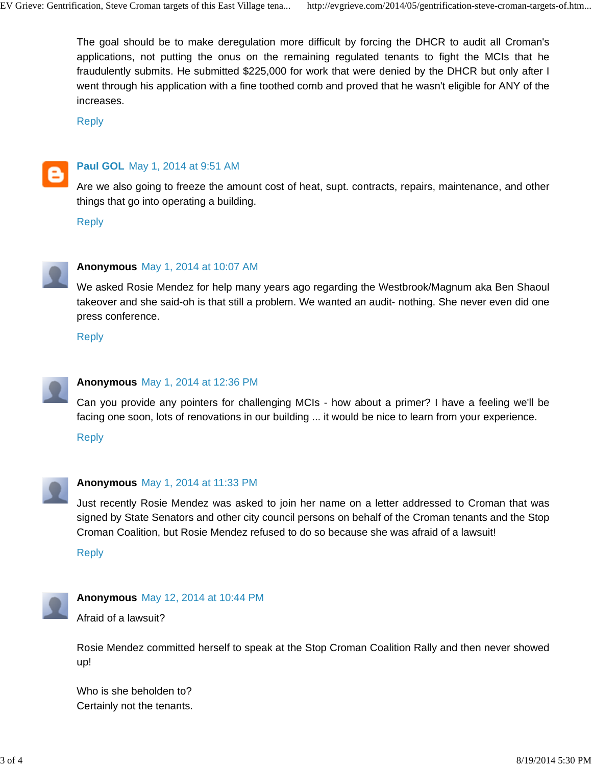The goal should be to make deregulation more difficult by forcing the DHCR to audit all Croman's applications, not putting the onus on the remaining regulated tenants to fight the MCIs that he fraudulently submits. He submitted $225,000 for work that were denied by the DHCR but only after I went through his application with a fine toothed comb and proved that he wasn't eligible for ANY of the increases.

Reply

**Paul GOL** May 1, 2014 at 9:51 AM

Are we also going to freeze the amount cost of heat, supt. contracts, repairs, maintenance, and other things that go into operating a building.

Reply

**Anonymous** May 1, 2014 at 10:07 AM

We asked Rosie Mendez for help many years ago regarding the Westbrook/Magnum aka Ben Shaoul takeover and she said-oh is that still a problem. We wanted an audit- nothing. She never even did one press conference.

Reply

**Anonymous** May 1, 2014 at 12:36 PM

Can you provide any pointers for challenging MCIs - how about a primer? I have a feeling we'll be facing one soon, lots of renovations in our building ... it would be nice to learn from your experience.

Reply

**Anonymous** May 1, 2014 at 11:33 PM

Just recently Rosie Mendez was asked to join her name on a letter addressed to Croman that was signed by State Senators and other city council persons on behalf of the Croman tenants and the Stop Croman Coalition, but Rosie Mendez refused to do so because she was afraid of a lawsuit!

Reply

**Anonymous** May 12, 2014 at 10:44 PM

Afraid of a lawsuit?

Rosie Mendez committed herself to speak at the Stop Croman Coalition Rally and then never showed up!

Who is she beholden to?
Certainly not the tenants.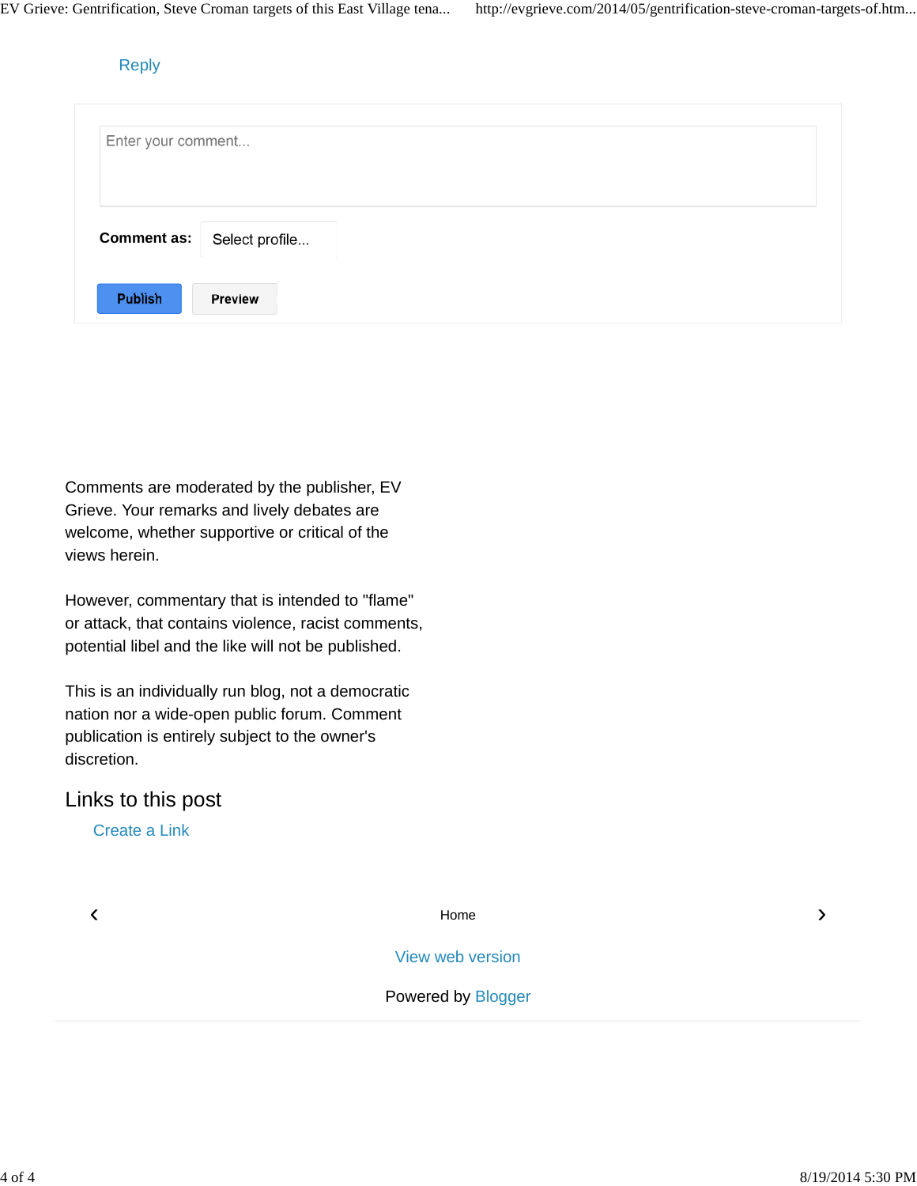Reply

Enter your comment...

**Comment as:** Select profile...

**Publish** **Preview**

Comments are moderated by the publisher, EV Grieve. Your remarks and lively debates are welcome, whether supportive or critical of the views herein.

However, commentary that is intended to "flame" or attack, that contains violence, racist comments, potential libel and the like will not be published.

This is an individually run blog, not a democratic nation nor a wide-open public forum. Comment publication is entirely subject to the owner's discretion.

## Links to this post

Create a Link

‹ Home ›

View web version

Powered by Blogger